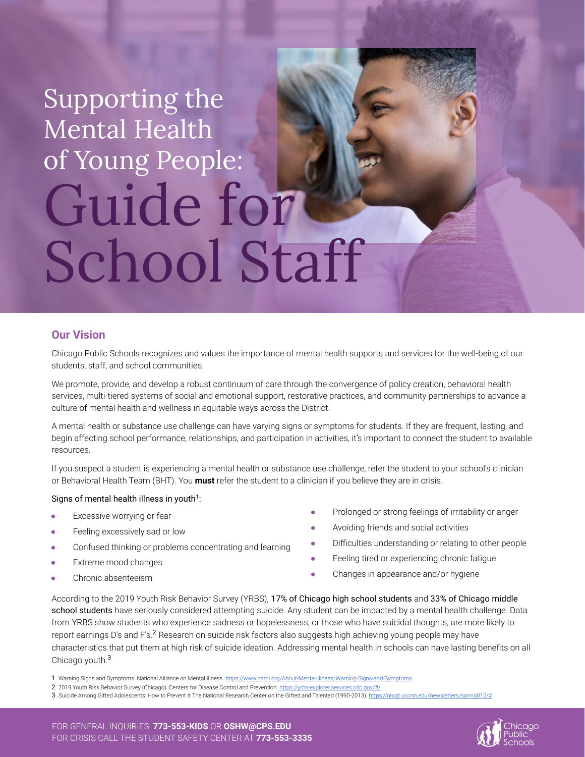# Supporting the Mental Health of Young People: Guide for School Staff

## Our Vision

Chicago Public Schools recognizes and values the importance of mental health supports and services for the well-being of our students, staff, and school communities.

We promote, provide, and develop a robust continuum of care through the convergence of policy creation, behavioral health services, multi-tiered systems of social and emotional support, restorative practices, and community partnerships to advance a culture of mental health and wellness in equitable ways across the District.

A mental health or substance use challenge can have varying signs or symptoms for students. If they are frequent, lasting, and begin affecting school performance, relationships, and participation in activities, it's important to connect the student to available resources.

If you suspect a student is experiencing a mental health or substance use challenge, refer the student to your school's clinician or Behavioral Health Team (BHT). You **must** refer the student to a clinician if you believe they are in crisis.

Signs of mental health illness in youth[1]:

- Excessive worrying or fear
- Feeling excessively sad or low
- Confused thinking or problems concentrating and learning
- Extreme mood changes
- Chronic absenteeism
- Prolonged or strong feelings of irritability or anger
- Avoiding friends and social activities
- Difficulties understanding or relating to other people
- Feeling tired or experiencing chronic fatigue
- Changes in appearance and/or hygiene

According to the 2019 Youth Risk Behavior Survey (YRBS), 17% of Chicago high school students and 33% of Chicago middle school students have seriously considered attempting suicide. Any student can be impacted by a mental health challenge. Data from YRBS show students who experience sadness or hopelessness, or those who have suicidal thoughts, are more likely to report earnings D's and F's.[2] Research on suicide risk factors also suggests high achieving young people may have characteristics that put them at high risk of suicide ideation. Addressing mental health in schools can have lasting benefits on all Chicago youth.[3]

1 Warning Signs and Symptoms. National Alliance on Mental Illness. https://www.nami.org/About-Mental-Illness/Warning-Signs-and-Symptoms

2 2019 Youth Risk Behavior Survey (Chicago). Centers for Disease Control and Prevention. https://yrbs-explorer.services.cdc.gov/#/

3 Suicide Among Gifted Adolescents: How to Prevent It The National Research Center on the Gifted and Talented (1990-2013). https://nrcgt.uconn.edu/newsletters/spring012/#

FOR GENERAL INQUIRIES: **773-553-KIDS** OR **OSHW@CPS.EDU**
FOR CRISIS CALL THE STUDENT SAFETY CENTER AT **773-553-3335**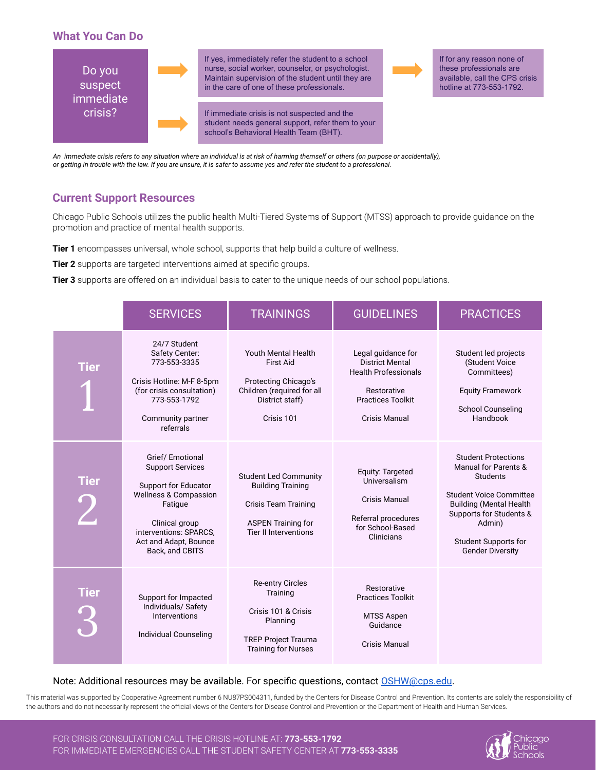## What You Can Do

**Do you suspect immediate crisis?**

- If yes, immediately refer the student to a school nurse, social worker, counselor, or psychologist. Maintain supervision of the student until they are in the care of one of these professionals.
  - If for any reason none of these professionals are available, call the CPS crisis hotline at 773-553-1792.
- If immediate crisis is not suspected and the student needs general support, refer them to your school's Behavioral Health Team (BHT).

*An immediate crisis refers to any situation where an individual is at risk of harming themself or others (on purpose or accidentally), or getting in trouble with the law. If you are unsure, it is safer to assume yes and refer the student to a professional.*

## Current Support Resources

Chicago Public Schools utilizes the public health Multi-Tiered Systems of Support (MTSS) approach to provide guidance on the promotion and practice of mental health supports.

**Tier 1** encompasses universal, whole school, supports that help build a culture of wellness.

**Tier 2** supports are targeted interventions aimed at specific groups.

**Tier 3** supports are offered on an individual basis to cater to the unique needs of our school populations.

| | SERVICES | TRAININGS | GUIDELINES | PRACTICES |
|---|---|---|---|---|
| Tier 1 | 24/7 Student Safety Center: 773-553-3335<br><br>Crisis Hotline: M-F 8-5pm (for crisis consultation) 773-553-1792<br><br>Community partner referrals | Youth Mental Health First Aid<br><br>Protecting Chicago's Children (required for all District staff)<br><br>Crisis 101 | Legal guidance for District Mental Health Professionals<br><br>Restorative Practices Toolkit<br><br>Crisis Manual | Student led projects (Student Voice Committees)<br><br>Equity Framework<br><br>School Counseling Handbook |
| Tier 2 | Grief/ Emotional Support Services<br><br>Support for Educator Wellness & Compassion Fatigue<br><br>Clinical group interventions: SPARCS, Act and Adapt, Bounce Back, and CBITS | Student Led Community Building Training<br><br>Crisis Team Training<br><br>ASPEN Training for Tier II Interventions | Equity: Targeted Universalism<br><br>Crisis Manual<br><br>Referral procedures for School-Based Clinicians | Student Protections Manual for Parents & Students<br><br>Student Voice Committee Building (Mental Health Supports for Students & Admin)<br><br>Student Supports for Gender Diversity |
| Tier 3 | Support for Impacted Individuals/ Safety Interventions<br><br>Individual Counseling | Re-entry Circles Training<br><br>Crisis 101 & Crisis Planning<br><br>TREP Project Trauma Training for Nurses | Restorative Practices Toolkit<br><br>MTSS Aspen Guidance<br><br>Crisis Manual | |

Note: Additional resources may be available. For specific questions, contact OSHW@cps.edu.

This material was supported by Cooperative Agreement number 6 NU87PS004311, funded by the Centers for Disease Control and Prevention. Its contents are solely the responsibility of the authors and do not necessarily represent the official views of the Centers for Disease Control and Prevention or the Department of Health and Human Services.

FOR CRISIS CONSULTATION CALL THE CRISIS HOTLINE AT: **773-553-1792**
FOR IMMEDIATE EMERGENCIES CALL THE STUDENT SAFETY CENTER AT **773-553-3335**

Chicago Public Schools